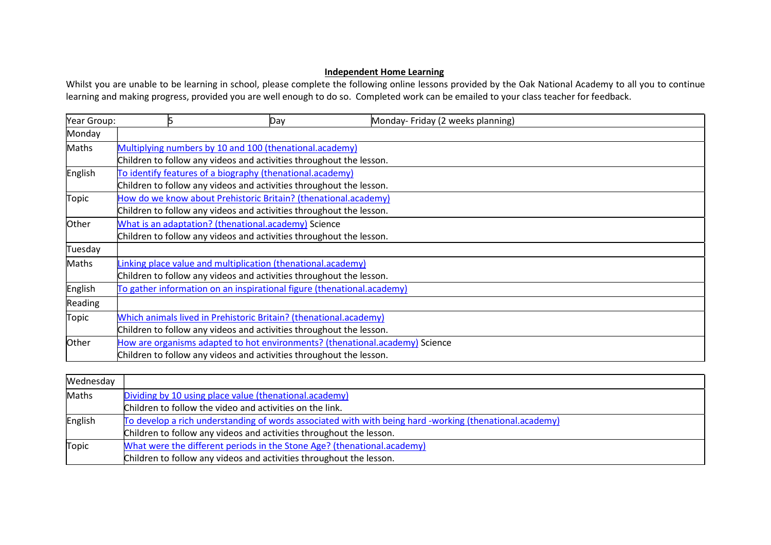## Independent Home Learning

Whilst you are unable to be learning in school, please complete the following online lessons provided by the Oak National Academy to all you to continue learning and making progress, provided you are well enough to do so. Completed work can be emailed to your class teacher for feedback.

| Year Group: | 5 | Day | Monday- Friday (2 weeks planning) |
|---|---|---|---|
| Monday | | | |
| Maths | Multiplying numbers by 10 and 100 (thenational.academy)<br>Children to follow any videos and activities throughout the lesson. | | |
| English | To identify features of a biography (thenational.academy)<br>Children to follow any videos and activities throughout the lesson. | | |
| Topic | How do we know about Prehistoric Britain? (thenational.academy)<br>Children to follow any videos and activities throughout the lesson. | | |
| Other | What is an adaptation? (thenational.academy) Science<br>Children to follow any videos and activities throughout the lesson. | | |
| Tuesday | | | |
| Maths | Linking place value and multiplication (thenational.academy)<br>Children to follow any videos and activities throughout the lesson. | | |
| English | To gather information on an inspirational figure (thenational.academy) | | |
| Reading | | | |
| Topic | Which animals lived in Prehistoric Britain? (thenational.academy)<br>Children to follow any videos and activities throughout the lesson. | | |
| Other | How are organisms adapted to hot environments? (thenational.academy) Science<br>Children to follow any videos and activities throughout the lesson. | | |

| Wednesday | |
|---|---|
| Maths | Dividing by 10 using place value (thenational.academy)<br>Children to follow the video and activities on the link. |
| English | To develop a rich understanding of words associated with with being hard -working (thenational.academy)<br>Children to follow any videos and activities throughout the lesson. |
| Topic | What were the different periods in the Stone Age? (thenational.academy)<br>Children to follow any videos and activities throughout the lesson. |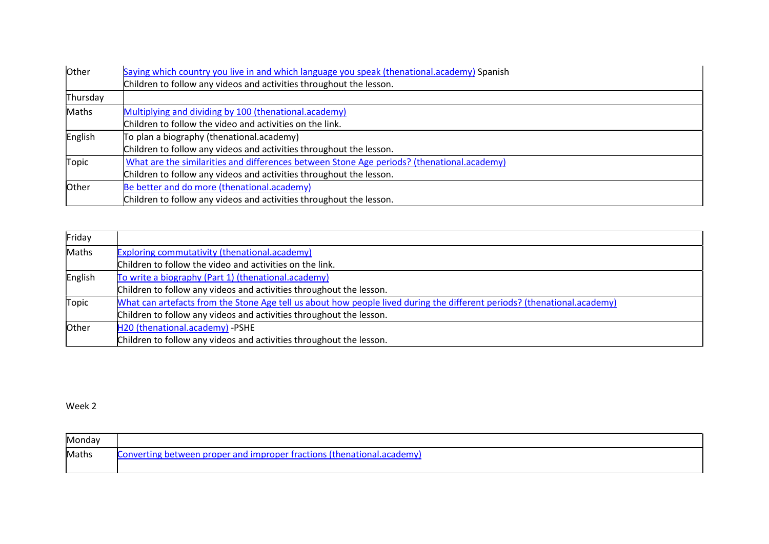| Other | [Saying which country you live in and which language you speak (thenational.academy)](#) Spanish<br>Children to follow any videos and activities throughout the lesson. |
|---|---|
| Thursday | |
| Maths | [Multiplying and dividing by 100 (thenational.academy)](#)<br>Children to follow the video and activities on the link. |
| English | To plan a biography (thenational.academy)<br>Children to follow any videos and activities throughout the lesson. |
| Topic | [What are the similarities and differences between Stone Age periods? (thenational.academy)](#)<br>Children to follow any videos and activities throughout the lesson. |
| Other | [Be better and do more (thenational.academy)](#)<br>Children to follow any videos and activities throughout the lesson. |

| Friday | |
|---|---|
| Maths | [Exploring commutativity (thenational.academy)](#)<br>Children to follow the video and activities on the link. |
| English | [To write a biography (Part 1) (thenational.academy)](#)<br>Children to follow any videos and activities throughout the lesson. |
| Topic | [What can artefacts from the Stone Age tell us about how people lived during the different periods? (thenational.academy)](#)<br>Children to follow any videos and activities throughout the lesson. |
| Other | [H20 (thenational.academy)](#) -PSHE<br>Children to follow any videos and activities throughout the lesson. |

Week 2

| Monday | |
|---|---|
| Maths | [Converting between proper and improper fractions (thenational.academy)](#) |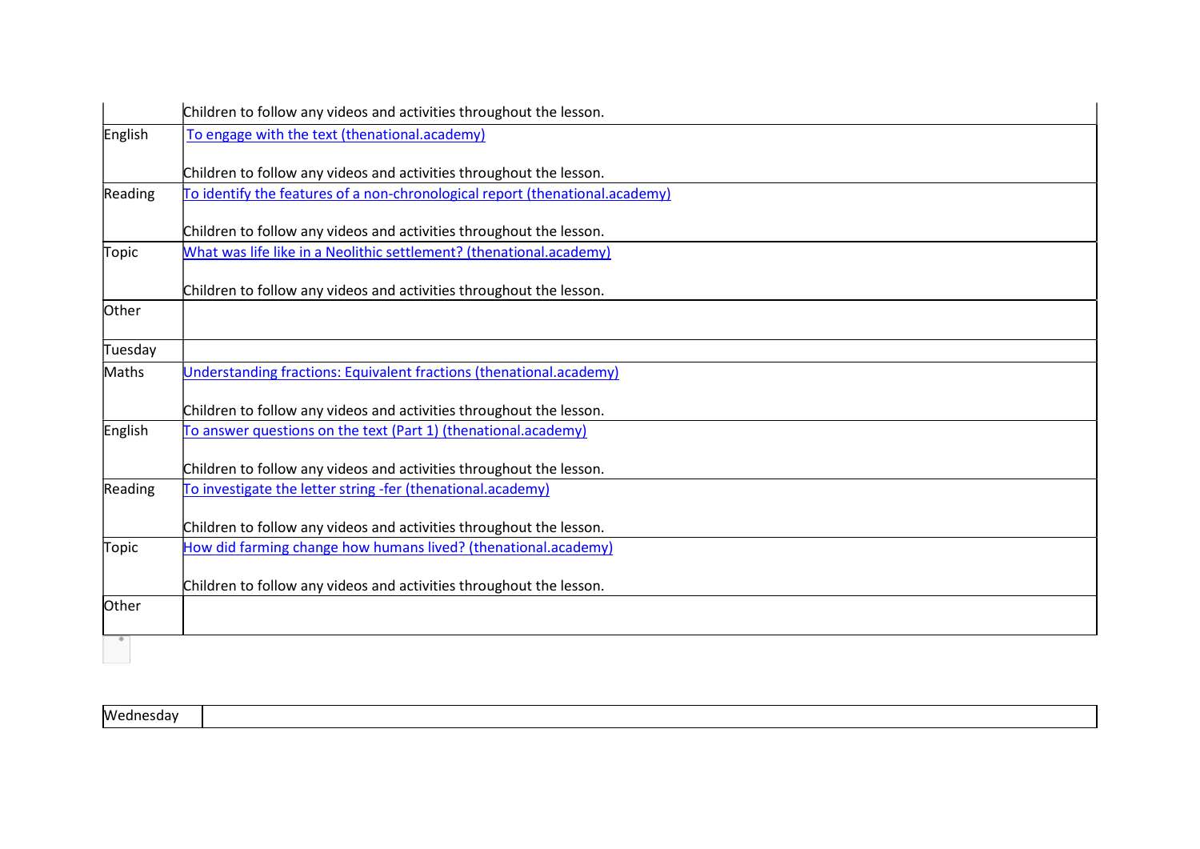| | |
|---|---|
| | Children to follow any videos and activities throughout the lesson. |
| English | To engage with the text (thenational.academy)<br><br>Children to follow any videos and activities throughout the lesson. |
| Reading | To identify the features of a non-chronological report (thenational.academy)<br><br>Children to follow any videos and activities throughout the lesson. |
| Topic | What was life like in a Neolithic settlement? (thenational.academy)<br><br>Children to follow any videos and activities throughout the lesson. |
| Other | |
| Tuesday | |
| Maths | Understanding fractions: Equivalent fractions (thenational.academy)<br><br>Children to follow any videos and activities throughout the lesson. |
| English | To answer questions on the text (Part 1) (thenational.academy)<br><br>Children to follow any videos and activities throughout the lesson. |
| Reading | To investigate the letter string -fer (thenational.academy)<br><br>Children to follow any videos and activities throughout the lesson. |
| Topic | How did farming change how humans lived? (thenational.academy)<br><br>Children to follow any videos and activities throughout the lesson. |
| Other | |

| | |
|---|---|
| Wednesday | |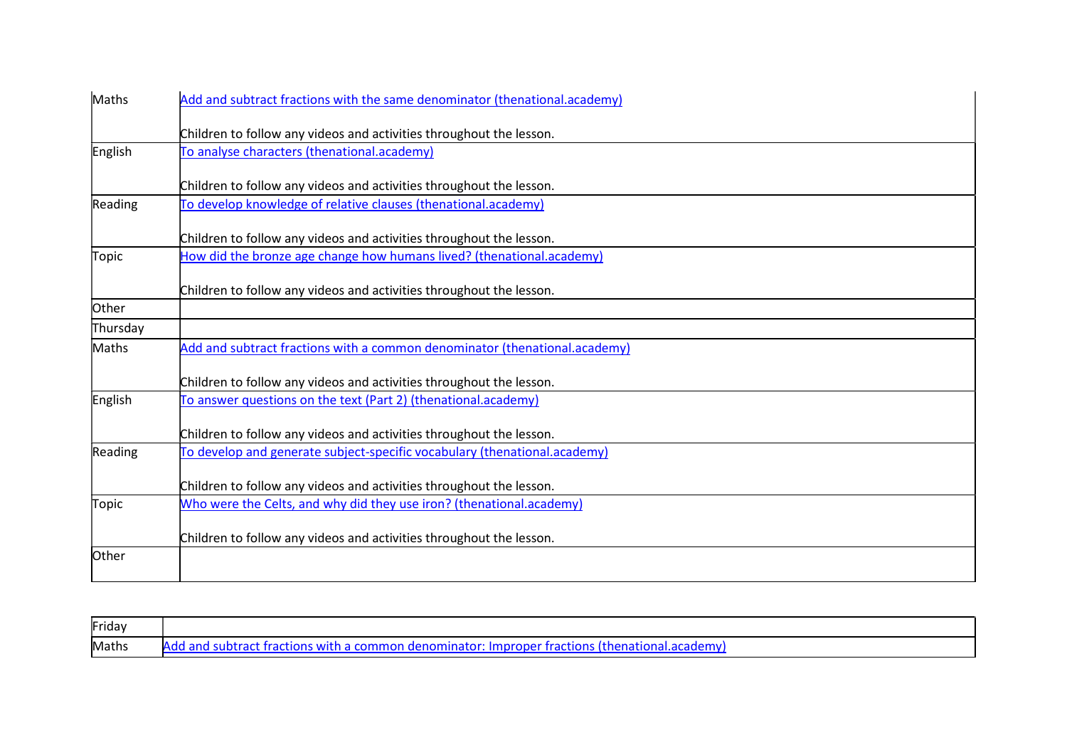| | |
|---|---|
| Maths | Add and subtract fractions with the same denominator (thenational.academy)<br><br>Children to follow any videos and activities throughout the lesson. |
| English | To analyse characters (thenational.academy)<br><br>Children to follow any videos and activities throughout the lesson. |
| Reading | To develop knowledge of relative clauses (thenational.academy)<br><br>Children to follow any videos and activities throughout the lesson. |
| Topic | How did the bronze age change how humans lived? (thenational.academy)<br><br>Children to follow any videos and activities throughout the lesson. |
| Other | |
| Thursday | |
| Maths | Add and subtract fractions with a common denominator (thenational.academy)<br><br>Children to follow any videos and activities throughout the lesson. |
| English | To answer questions on the text (Part 2) (thenational.academy)<br><br>Children to follow any videos and activities throughout the lesson. |
| Reading | To develop and generate subject-specific vocabulary (thenational.academy)<br><br>Children to follow any videos and activities throughout the lesson. |
| Topic | Who were the Celts, and why did they use iron? (thenational.academy)<br><br>Children to follow any videos and activities throughout the lesson. |
| Other | |

| | |
|---|---|
| Friday | |
| Maths | Add and subtract fractions with a common denominator: Improper fractions (thenational.academy) |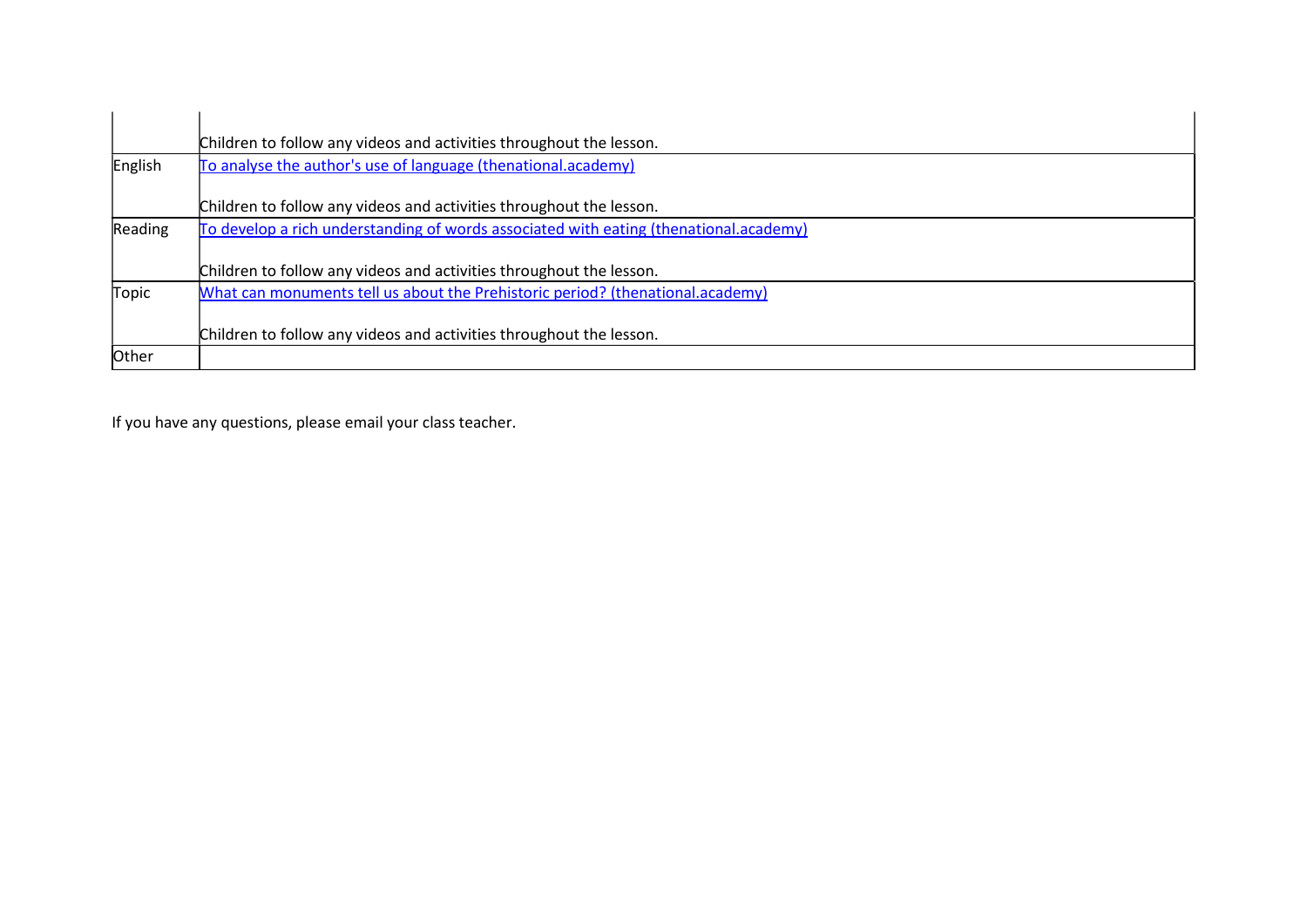| | |
|---|---|
| | Children to follow any videos and activities throughout the lesson. |
| English | To analyse the author's use of language (thenational.academy)<br><br>Children to follow any videos and activities throughout the lesson. |
| Reading | To develop a rich understanding of words associated with eating (thenational.academy)<br><br>Children to follow any videos and activities throughout the lesson. |
| Topic | What can monuments tell us about the Prehistoric period? (thenational.academy)<br><br>Children to follow any videos and activities throughout the lesson. |
| Other | |

If you have any questions, please email your class teacher.